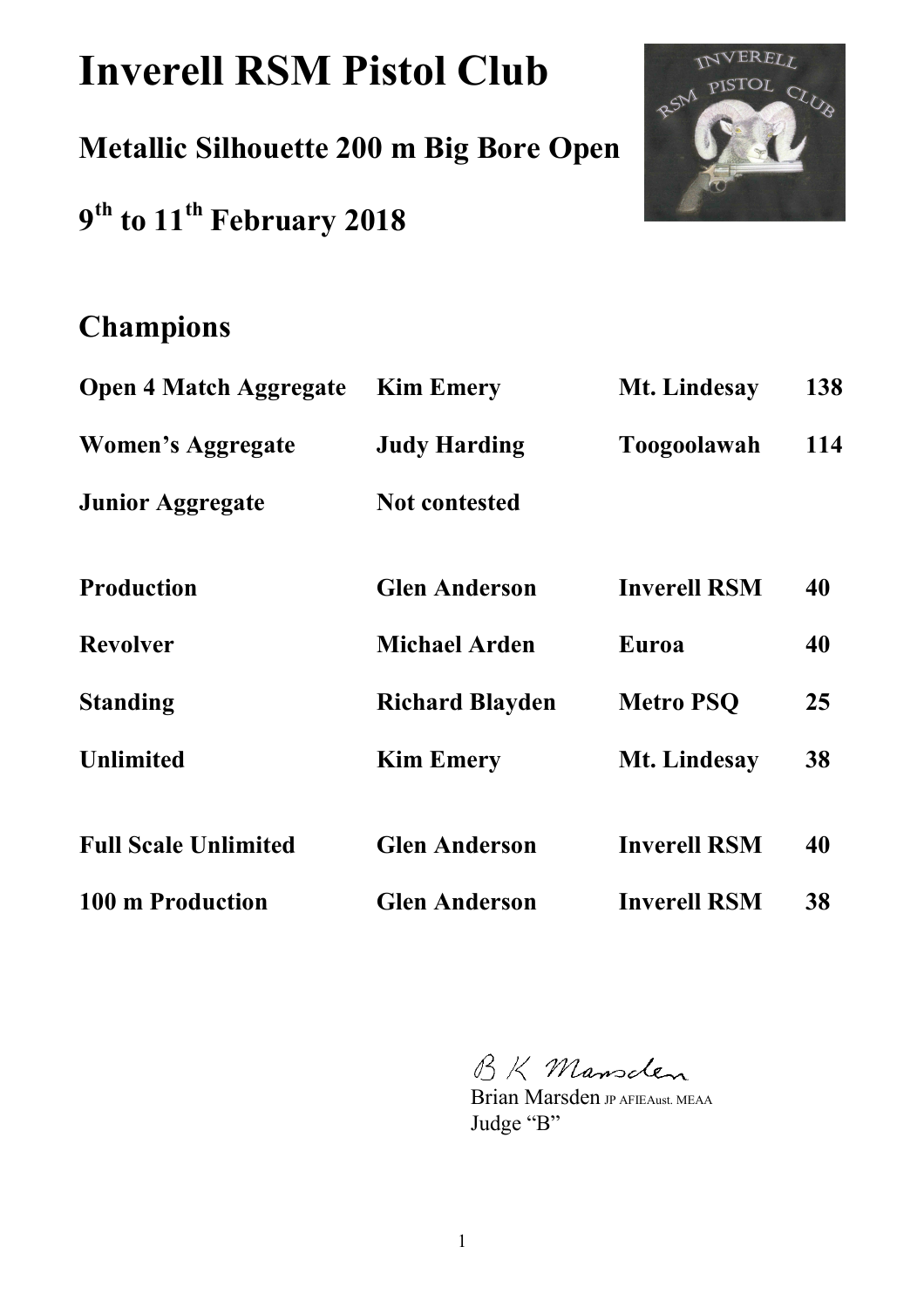# Inverell RSM Pistol Club

## Metallic Silhouette 200 m Big Bore Open

## 9th to 11th February 2018

## Champions

| | | | |
|---|---|---|---|
| **Open 4 Match Aggregate** | **Kim Emery** | **Mt. Lindesay** | **138** |
| **Women's Aggregate** | **Judy Harding** | **Toogoolawah** | **114** |
| **Junior Aggregate** | **Not contested** | | |
| | | | |
| **Production** | **Glen Anderson** | **Inverell RSM** | **40** |
| **Revolver** | **Michael Arden** | **Euroa** | **40** |
| **Standing** | **Richard Blayden** | **Metro PSQ** | **25** |
| **Unlimited** | **Kim Emery** | **Mt. Lindesay** | **38** |
| | | | |
| **Full Scale Unlimited** | **Glen Anderson** | **Inverell RSM** | **40** |
| **100 m Production** | **Glen Anderson** | **Inverell RSM** | **38** |

B K Marsden

Brian Marsden JP AFIEAust. MEAA
Judge "B"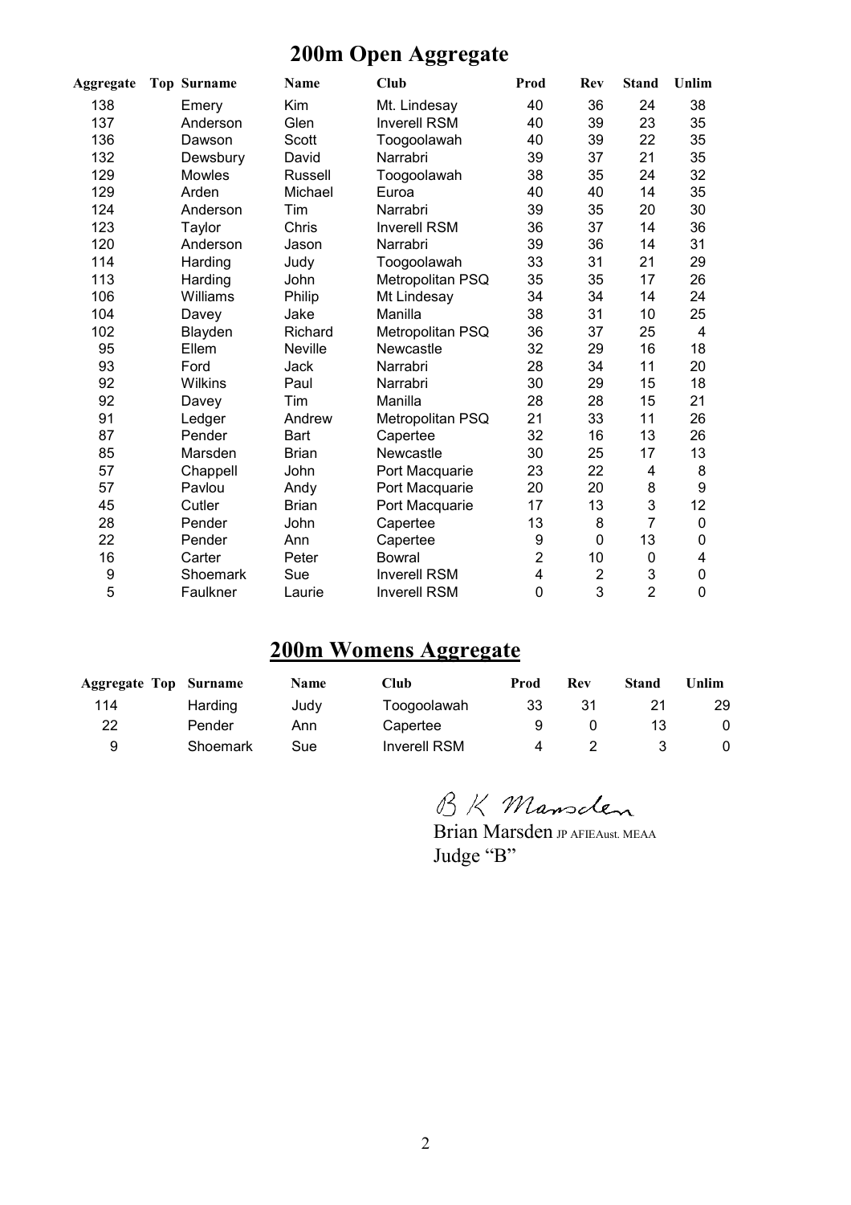# 200m Open Aggregate

| Aggregate | Top | Surname | Name | Club | Prod | Rev | Stand | Unlim |
|---|---|---|---|---|---|---|---|---|
| 138 | | Emery | Kim | Mt. Lindesay | 40 | 36 | 24 | 38 |
| 137 | | Anderson | Glen | Inverell RSM | 40 | 39 | 23 | 35 |
| 136 | | Dawson | Scott | Toogoolawah | 40 | 39 | 22 | 35 |
| 132 | | Dewsbury | David | Narrabri | 39 | 37 | 21 | 35 |
| 129 | | Mowles | Russell | Toogoolawah | 38 | 35 | 24 | 32 |
| 129 | | Arden | Michael | Euroa | 40 | 40 | 14 | 35 |
| 124 | | Anderson | Tim | Narrabri | 39 | 35 | 20 | 30 |
| 123 | | Taylor | Chris | Inverell RSM | 36 | 37 | 14 | 36 |
| 120 | | Anderson | Jason | Narrabri | 39 | 36 | 14 | 31 |
| 114 | | Harding | Judy | Toogoolawah | 33 | 31 | 21 | 29 |
| 113 | | Harding | John | Metropolitan PSQ | 35 | 35 | 17 | 26 |
| 106 | | Williams | Philip | Mt Lindesay | 34 | 34 | 14 | 24 |
| 104 | | Davey | Jake | Manilla | 38 | 31 | 10 | 25 |
| 102 | | Blayden | Richard | Metropolitan PSQ | 36 | 37 | 25 | 4 |
| 95 | | Ellem | Neville | Newcastle | 32 | 29 | 16 | 18 |
| 93 | | Ford | Jack | Narrabri | 28 | 34 | 11 | 20 |
| 92 | | Wilkins | Paul | Narrabri | 30 | 29 | 15 | 18 |
| 92 | | Davey | Tim | Manilla | 28 | 28 | 15 | 21 |
| 91 | | Ledger | Andrew | Metropolitan PSQ | 21 | 33 | 11 | 26 |
| 87 | | Pender | Bart | Capertee | 32 | 16 | 13 | 26 |
| 85 | | Marsden | Brian | Newcastle | 30 | 25 | 17 | 13 |
| 57 | | Chappell | John | Port Macquarie | 23 | 22 | 4 | 8 |
| 57 | | Pavlou | Andy | Port Macquarie | 20 | 20 | 8 | 9 |
| 45 | | Cutler | Brian | Port Macquarie | 17 | 13 | 3 | 12 |
| 28 | | Pender | John | Capertee | 13 | 8 | 7 | 0 |
| 22 | | Pender | Ann | Capertee | 9 | 0 | 13 | 0 |
| 16 | | Carter | Peter | Bowral | 2 | 10 | 0 | 4 |
| 9 | | Shoemark | Sue | Inverell RSM | 4 | 2 | 3 | 0 |
| 5 | | Faulkner | Laurie | Inverell RSM | 0 | 3 | 2 | 0 |

# 200m Womens Aggregate

| Aggregate | Top | Surname | Name | Club | Prod | Rev | Stand | Unlim |
|---|---|---|---|---|---|---|---|---|
| 114 | | Harding | Judy | Toogoolawah | 33 | 31 | 21 | 29 |
| 22 | | Pender | Ann | Capertee | 9 | 0 | 13 | 0 |
| 9 | | Shoemark | Sue | Inverell RSM | 4 | 2 | 3 | 0 |

B K Marsden

Brian Marsden JP AFIEAust. MEAA
Judge "B"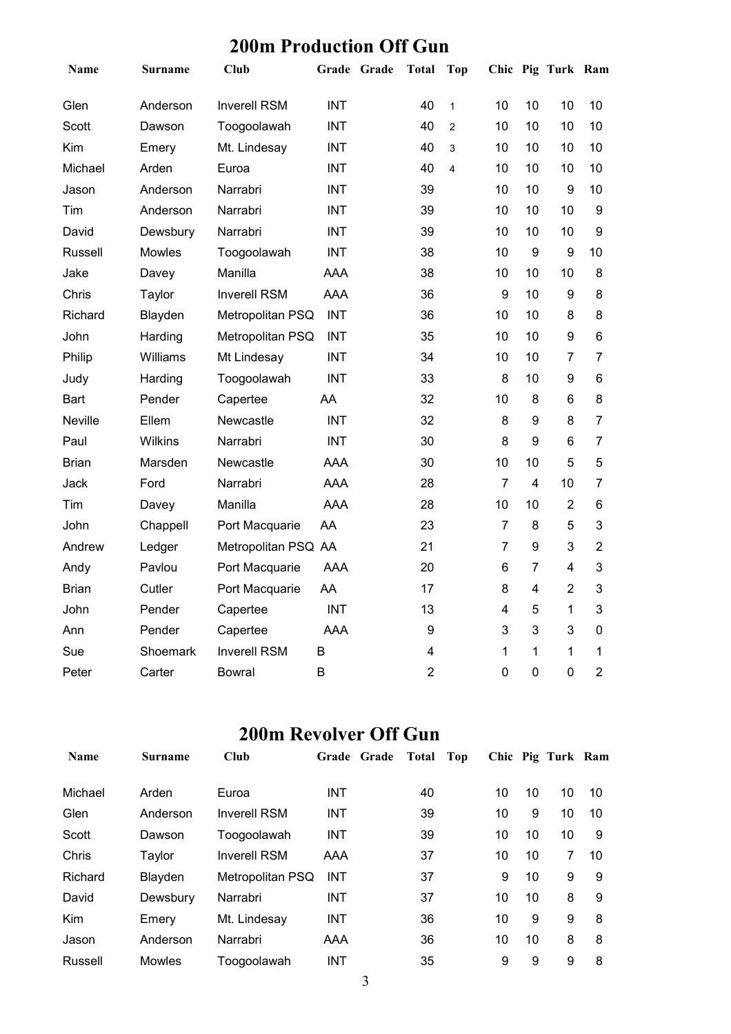## 200m Production Off Gun

| Name | Surname | Club | Grade | Grade | Total | Top | Chic | Pig | Turk | Ram |
|---|---|---|---|---|---|---|---|---|---|---|
| Glen | Anderson | Inverell RSM | INT | | 40 | 1 | 10 | 10 | 10 | 10 |
| Scott | Dawson | Toogoolawah | INT | | 40 | 2 | 10 | 10 | 10 | 10 |
| Kim | Emery | Mt. Lindesay | INT | | 40 | 3 | 10 | 10 | 10 | 10 |
| Michael | Arden | Euroa | INT | | 40 | 4 | 10 | 10 | 10 | 10 |
| Jason | Anderson | Narrabri | INT | | 39 | | 10 | 10 | 9 | 10 |
| Tim | Anderson | Narrabri | INT | | 39 | | 10 | 10 | 10 | 9 |
| David | Dewsbury | Narrabri | INT | | 39 | | 10 | 10 | 10 | 9 |
| Russell | Mowles | Toogoolawah | INT | | 38 | | 10 | 9 | 9 | 10 |
| Jake | Davey | Manilla | AAA | | 38 | | 10 | 10 | 10 | 8 |
| Chris | Taylor | Inverell RSM | AAA | | 36 | | 9 | 10 | 9 | 8 |
| Richard | Blayden | Metropolitan PSQ | INT | | 36 | | 10 | 10 | 8 | 8 |
| John | Harding | Metropolitan PSQ | INT | | 35 | | 10 | 10 | 9 | 6 |
| Philip | Williams | Mt Lindesay | INT | | 34 | | 10 | 10 | 7 | 7 |
| Judy | Harding | Toogoolawah | INT | | 33 | | 8 | 10 | 9 | 6 |
| Bart | Pender | Capertee | AA | | 32 | | 10 | 8 | 6 | 8 |
| Neville | Ellem | Newcastle | INT | | 32 | | 8 | 9 | 8 | 7 |
| Paul | Wilkins | Narrabri | INT | | 30 | | 8 | 9 | 6 | 7 |
| Brian | Marsden | Newcastle | AAA | | 30 | | 10 | 10 | 5 | 5 |
| Jack | Ford | Narrabri | AAA | | 28 | | 7 | 4 | 10 | 7 |
| Tim | Davey | Manilla | AAA | | 28 | | 10 | 10 | 2 | 6 |
| John | Chappell | Port Macquarie | AA | | 23 | | 7 | 8 | 5 | 3 |
| Andrew | Ledger | Metropolitan PSQ | AA | | 21 | | 7 | 9 | 3 | 2 |
| Andy | Pavlou | Port Macquarie | AAA | | 20 | | 6 | 7 | 4 | 3 |
| Brian | Cutler | Port Macquarie | AA | | 17 | | 8 | 4 | 2 | 3 |
| John | Pender | Capertee | INT | | 13 | | 4 | 5 | 1 | 3 |
| Ann | Pender | Capertee | AAA | | 9 | | 3 | 3 | 3 | 0 |
| Sue | Shoemark | Inverell RSM | B | | 4 | | 1 | 1 | 1 | 1 |
| Peter | Carter | Bowral | B | | 2 | | 0 | 0 | 0 | 2 |

## 200m Revolver Off Gun

| Name | Surname | Club | Grade | Grade | Total | Top | Chic | Pig | Turk | Ram |
|---|---|---|---|---|---|---|---|---|---|---|
| Michael | Arden | Euroa | INT | | 40 | | 10 | 10 | 10 | 10 |
| Glen | Anderson | Inverell RSM | INT | | 39 | | 10 | 9 | 10 | 10 |
| Scott | Dawson | Toogoolawah | INT | | 39 | | 10 | 10 | 10 | 9 |
| Chris | Taylor | Inverell RSM | AAA | | 37 | | 10 | 10 | 7 | 10 |
| Richard | Blayden | Metropolitan PSQ | INT | | 37 | | 9 | 10 | 9 | 9 |
| David | Dewsbury | Narrabri | INT | | 37 | | 10 | 10 | 8 | 9 |
| Kim | Emery | Mt. Lindesay | INT | | 36 | | 10 | 9 | 9 | 8 |
| Jason | Anderson | Narrabri | AAA | | 36 | | 10 | 10 | 8 | 8 |
| Russell | Mowles | Toogoolawah | INT | | 35 | | 9 | 9 | 9 | 8 |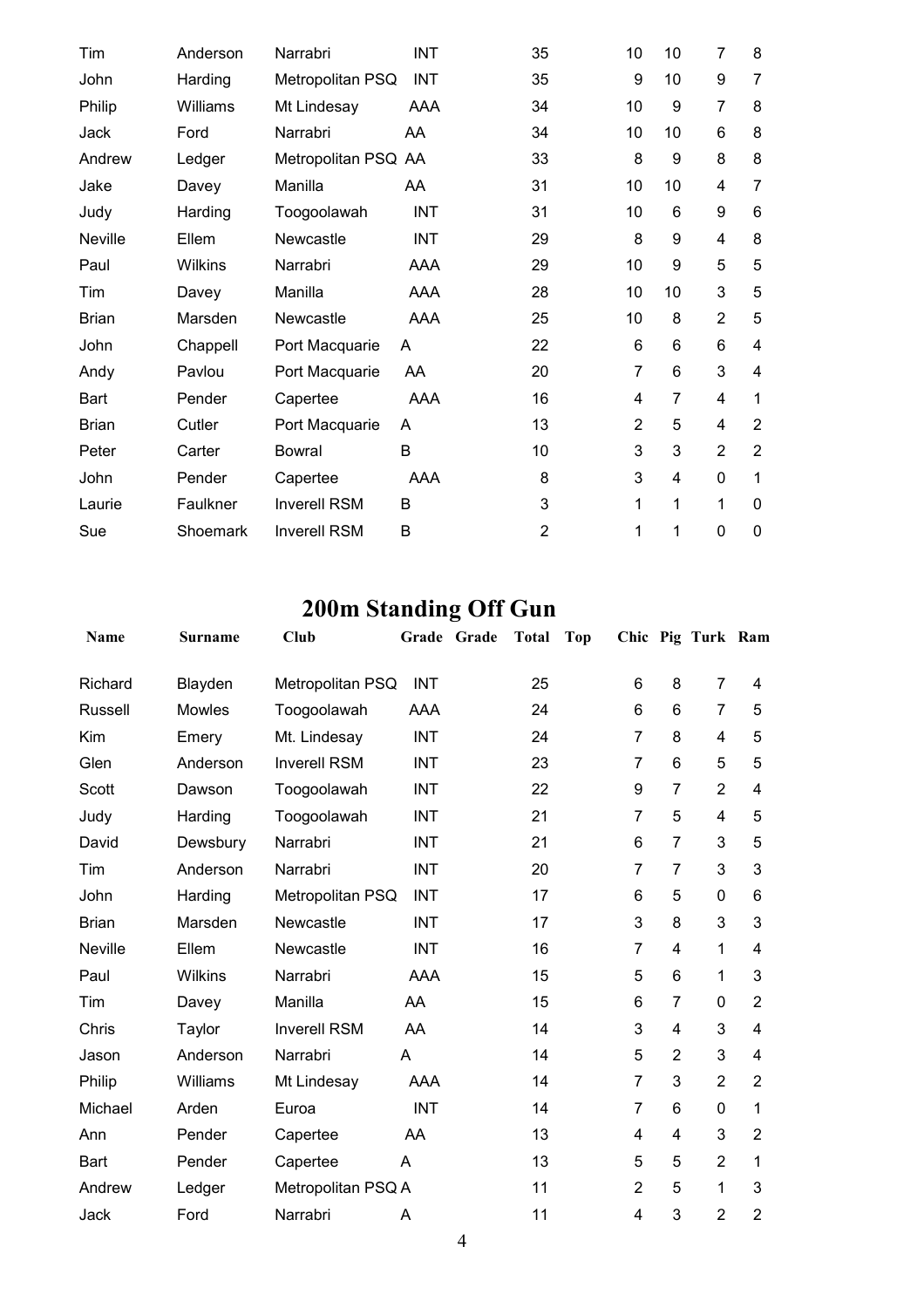| | | | | | | | | | | | |
|---|---|---|---|---|---|---|---|---|---|---|---|
| Tim | Anderson | Narrabri | INT | | 35 | | 10 | 10 | 7 | 8 |
| John | Harding | Metropolitan PSQ | INT | | 35 | | 9 | 10 | 9 | 7 |
| Philip | Williams | Mt Lindesay | AAA | | 34 | | 10 | 9 | 7 | 8 |
| Jack | Ford | Narrabri | AA | | 34 | | 10 | 10 | 6 | 8 |
| Andrew | Ledger | Metropolitan PSQ | AA | | 33 | | 8 | 9 | 8 | 8 |
| Jake | Davey | Manilla | AA | | 31 | | 10 | 10 | 4 | 7 |
| Judy | Harding | Toogoolawah | INT | | 31 | | 10 | 6 | 9 | 6 |
| Neville | Ellem | Newcastle | INT | | 29 | | 8 | 9 | 4 | 8 |
| Paul | Wilkins | Narrabri | AAA | | 29 | | 10 | 9 | 5 | 5 |
| Tim | Davey | Manilla | AAA | | 28 | | 10 | 10 | 3 | 5 |
| Brian | Marsden | Newcastle | AAA | | 25 | | 10 | 8 | 2 | 5 |
| John | Chappell | Port Macquarie | A | | 22 | | 6 | 6 | 6 | 4 |
| Andy | Pavlou | Port Macquarie | AA | | 20 | | 7 | 6 | 3 | 4 |
| Bart | Pender | Capertee | AAA | | 16 | | 4 | 7 | 4 | 1 |
| Brian | Cutler | Port Macquarie | A | | 13 | | 2 | 5 | 4 | 2 |
| Peter | Carter | Bowral | B | | 10 | | 3 | 3 | 2 | 2 |
| John | Pender | Capertee | AAA | | 8 | | 3 | 4 | 0 | 1 |
| Laurie | Faulkner | Inverell RSM | B | | 3 | | 1 | 1 | 1 | 0 |
| Sue | Shoemark | Inverell RSM | B | | 2 | | 1 | 1 | 0 | 0 |

# 200m Standing Off Gun

| Name | Surname | Club | Grade | Grade | Total | Top | Chic | Pig | Turk | Ram |
|---|---|---|---|---|---|---|---|---|---|---|
| Richard | Blayden | Metropolitan PSQ | INT | | 25 | | 6 | 8 | 7 | 4 |
| Russell | Mowles | Toogoolawah | AAA | | 24 | | 6 | 6 | 7 | 5 |
| Kim | Emery | Mt. Lindesay | INT | | 24 | | 7 | 8 | 4 | 5 |
| Glen | Anderson | Inverell RSM | INT | | 23 | | 7 | 6 | 5 | 5 |
| Scott | Dawson | Toogoolawah | INT | | 22 | | 9 | 7 | 2 | 4 |
| Judy | Harding | Toogoolawah | INT | | 21 | | 7 | 5 | 4 | 5 |
| David | Dewsbury | Narrabri | INT | | 21 | | 6 | 7 | 3 | 5 |
| Tim | Anderson | Narrabri | INT | | 20 | | 7 | 7 | 3 | 3 |
| John | Harding | Metropolitan PSQ | INT | | 17 | | 6 | 5 | 0 | 6 |
| Brian | Marsden | Newcastle | INT | | 17 | | 3 | 8 | 3 | 3 |
| Neville | Ellem | Newcastle | INT | | 16 | | 7 | 4 | 1 | 4 |
| Paul | Wilkins | Narrabri | AAA | | 15 | | 5 | 6 | 1 | 3 |
| Tim | Davey | Manilla | AA | | 15 | | 6 | 7 | 0 | 2 |
| Chris | Taylor | Inverell RSM | AA | | 14 | | 3 | 4 | 3 | 4 |
| Jason | Anderson | Narrabri | A | | 14 | | 5 | 2 | 3 | 4 |
| Philip | Williams | Mt Lindesay | AAA | | 14 | | 7 | 3 | 2 | 2 |
| Michael | Arden | Euroa | INT | | 14 | | 7 | 6 | 0 | 1 |
| Ann | Pender | Capertee | AA | | 13 | | 4 | 4 | 3 | 2 |
| Bart | Pender | Capertee | A | | 13 | | 5 | 5 | 2 | 1 |
| Andrew | Ledger | Metropolitan PSQ | A | | 11 | | 2 | 5 | 1 | 3 |
| Jack | Ford | Narrabri | A | | 11 | | 4 | 3 | 2 | 2 |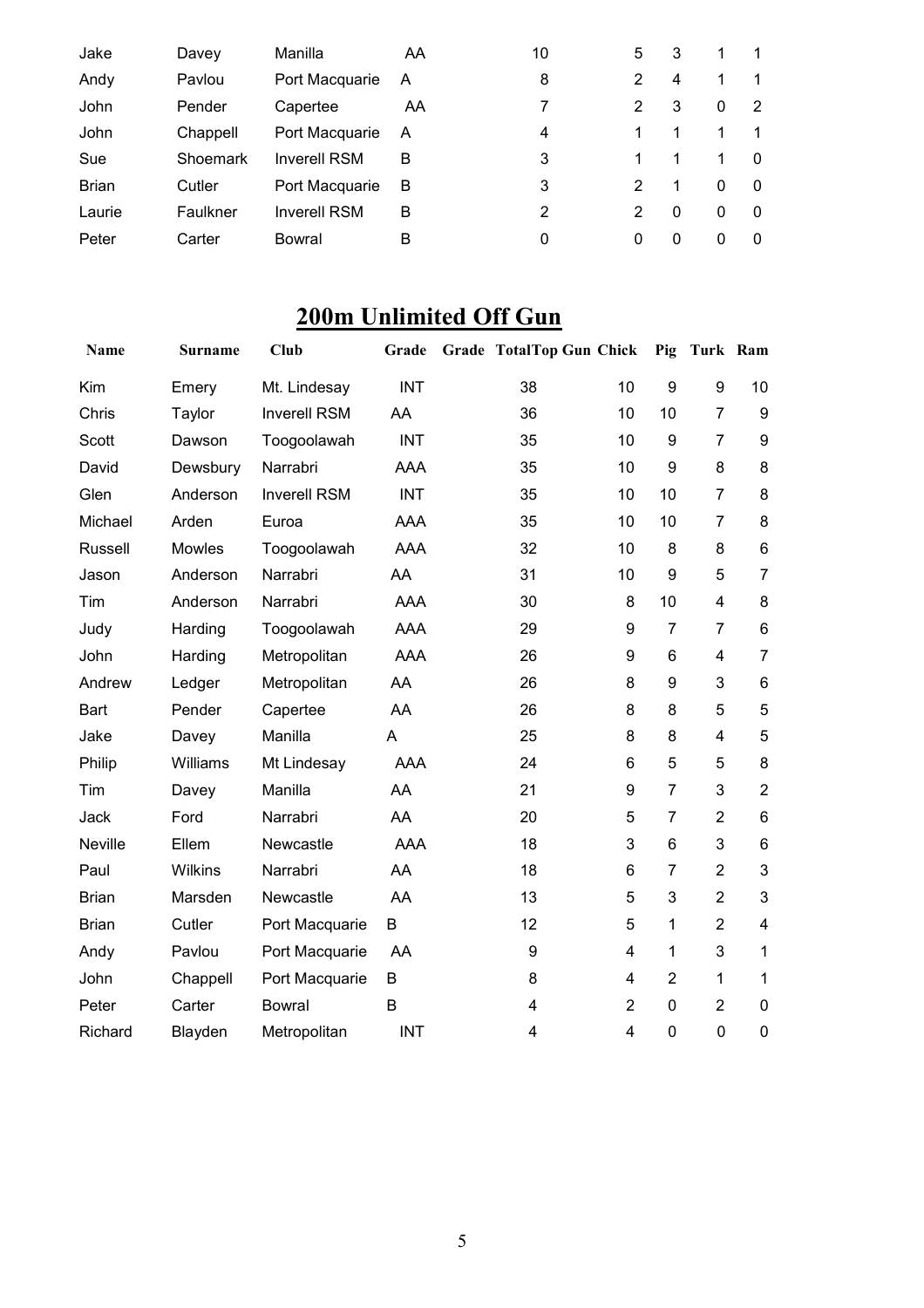| | | | | | | | | |
|---|---|---|---|---|---|---|---|---|
| Jake | Davey | Manilla | AA | 10 | 5 | 3 | 1 | 1 |
| Andy | Pavlou | Port Macquarie | A | 8 | 2 | 4 | 1 | 1 |
| John | Pender | Capertee | AA | 7 | 2 | 3 | 0 | 2 |
| John | Chappell | Port Macquarie | A | 4 | 1 | 1 | 1 | 1 |
| Sue | Shoemark | Inverell RSM | B | 3 | 1 | 1 | 1 | 0 |
| Brian | Cutler | Port Macquarie | B | 3 | 2 | 1 | 0 | 0 |
| Laurie | Faulkner | Inverell RSM | B | 2 | 2 | 0 | 0 | 0 |
| Peter | Carter | Bowral | B | 0 | 0 | 0 | 0 | 0 |

## 200m Unlimited Off Gun

| Name | Surname | Club | Grade | Grade | TotalTop Gun | Chick | Pig | Turk | Ram |
|---|---|---|---|---|---|---|---|---|---|
| Kim | Emery | Mt. Lindesay | INT | | 38 | 10 | 9 | 9 | 10 |
| Chris | Taylor | Inverell RSM | AA | | 36 | 10 | 10 | 7 | 9 |
| Scott | Dawson | Toogoolawah | INT | | 35 | 10 | 9 | 7 | 9 |
| David | Dewsbury | Narrabri | AAA | | 35 | 10 | 9 | 8 | 8 |
| Glen | Anderson | Inverell RSM | INT | | 35 | 10 | 10 | 7 | 8 |
| Michael | Arden | Euroa | AAA | | 35 | 10 | 10 | 7 | 8 |
| Russell | Mowles | Toogoolawah | AAA | | 32 | 10 | 8 | 8 | 6 |
| Jason | Anderson | Narrabri | AA | | 31 | 10 | 9 | 5 | 7 |
| Tim | Anderson | Narrabri | AAA | | 30 | 8 | 10 | 4 | 8 |
| Judy | Harding | Toogoolawah | AAA | | 29 | 9 | 7 | 7 | 6 |
| John | Harding | Metropolitan | AAA | | 26 | 9 | 6 | 4 | 7 |
| Andrew | Ledger | Metropolitan | AA | | 26 | 8 | 9 | 3 | 6 |
| Bart | Pender | Capertee | AA | | 26 | 8 | 8 | 5 | 5 |
| Jake | Davey | Manilla | A | | 25 | 8 | 8 | 4 | 5 |
| Philip | Williams | Mt Lindesay | AAA | | 24 | 6 | 5 | 5 | 8 |
| Tim | Davey | Manilla | AA | | 21 | 9 | 7 | 3 | 2 |
| Jack | Ford | Narrabri | AA | | 20 | 5 | 7 | 2 | 6 |
| Neville | Ellem | Newcastle | AAA | | 18 | 3 | 6 | 3 | 6 |
| Paul | Wilkins | Narrabri | AA | | 18 | 6 | 7 | 2 | 3 |
| Brian | Marsden | Newcastle | AA | | 13 | 5 | 3 | 2 | 3 |
| Brian | Cutler | Port Macquarie | B | | 12 | 5 | 1 | 2 | 4 |
| Andy | Pavlou | Port Macquarie | AA | | 9 | 4 | 1 | 3 | 1 |
| John | Chappell | Port Macquarie | B | | 8 | 4 | 2 | 1 | 1 |
| Peter | Carter | Bowral | B | | 4 | 2 | 0 | 2 | 0 |
| Richard | Blayden | Metropolitan | INT | | 4 | 4 | 0 | 0 | 0 |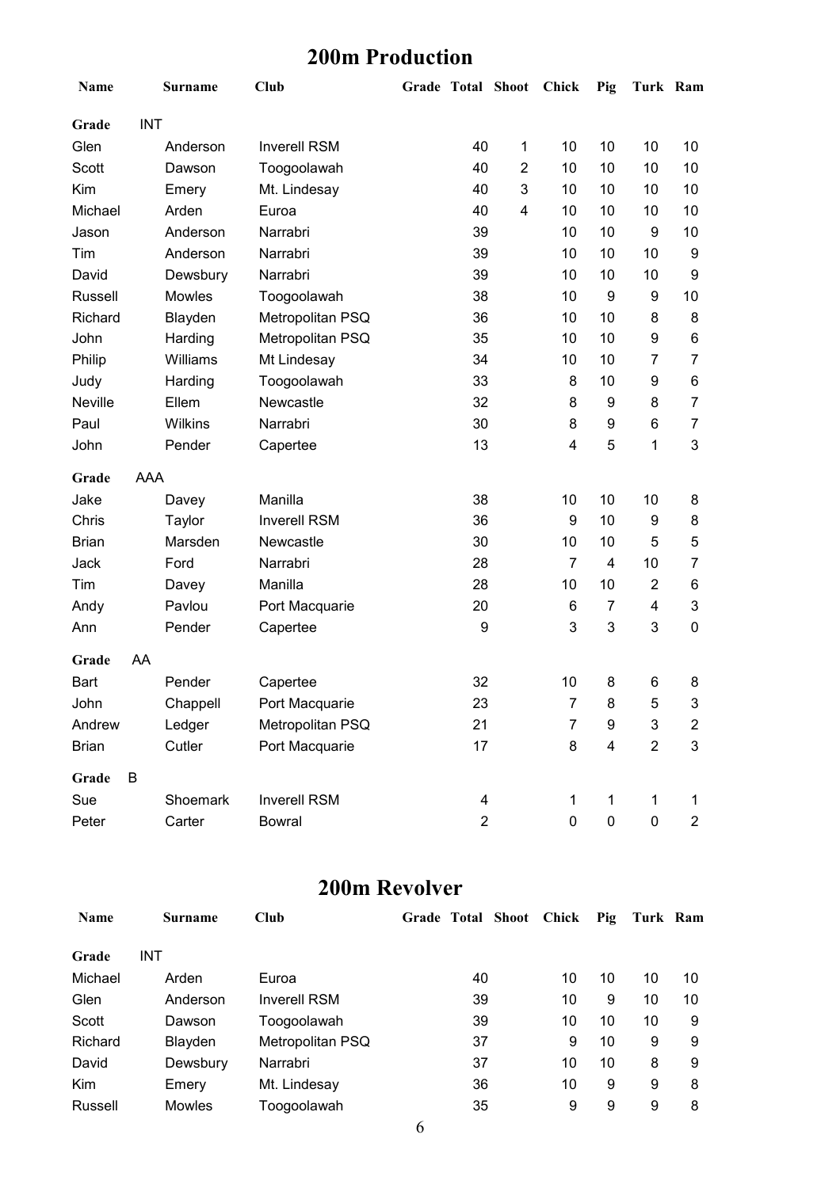## 200m Production

| Name | Surname | Club | Grade | Total | Shoot | Chick | Pig | Turk | Ram |
|---|---|---|---|---|---|---|---|---|---|
| **Grade** | INT | | | | | | | | |
| Glen | Anderson | Inverell RSM | | 40 | 1 | 10 | 10 | 10 | 10 |
| Scott | Dawson | Toogoolawah | | 40 | 2 | 10 | 10 | 10 | 10 |
| Kim | Emery | Mt. Lindesay | | 40 | 3 | 10 | 10 | 10 | 10 |
| Michael | Arden | Euroa | | 40 | 4 | 10 | 10 | 10 | 10 |
| Jason | Anderson | Narrabri | | 39 | | 10 | 10 | 9 | 10 |
| Tim | Anderson | Narrabri | | 39 | | 10 | 10 | 10 | 9 |
| David | Dewsbury | Narrabri | | 39 | | 10 | 10 | 10 | 9 |
| Russell | Mowles | Toogoolawah | | 38 | | 10 | 9 | 9 | 10 |
| Richard | Blayden | Metropolitan PSQ | | 36 | | 10 | 10 | 8 | 8 |
| John | Harding | Metropolitan PSQ | | 35 | | 10 | 10 | 9 | 6 |
| Philip | Williams | Mt Lindesay | | 34 | | 10 | 10 | 7 | 7 |
| Judy | Harding | Toogoolawah | | 33 | | 8 | 10 | 9 | 6 |
| Neville | Ellem | Newcastle | | 32 | | 8 | 9 | 8 | 7 |
| Paul | Wilkins | Narrabri | | 30 | | 8 | 9 | 6 | 7 |
| John | Pender | Capertee | | 13 | | 4 | 5 | 1 | 3 |
| **Grade** | AAA | | | | | | | | |
| Jake | Davey | Manilla | | 38 | | 10 | 10 | 10 | 8 |
| Chris | Taylor | Inverell RSM | | 36 | | 9 | 10 | 9 | 8 |
| Brian | Marsden | Newcastle | | 30 | | 10 | 10 | 5 | 5 |
| Jack | Ford | Narrabri | | 28 | | 7 | 4 | 10 | 7 |
| Tim | Davey | Manilla | | 28 | | 10 | 10 | 2 | 6 |
| Andy | Pavlou | Port Macquarie | | 20 | | 6 | 7 | 4 | 3 |
| Ann | Pender | Capertee | | 9 | | 3 | 3 | 3 | 0 |
| **Grade** | AA | | | | | | | | |
| Bart | Pender | Capertee | | 32 | | 10 | 8 | 6 | 8 |
| John | Chappell | Port Macquarie | | 23 | | 7 | 8 | 5 | 3 |
| Andrew | Ledger | Metropolitan PSQ | | 21 | | 7 | 9 | 3 | 2 |
| Brian | Cutler | Port Macquarie | | 17 | | 8 | 4 | 2 | 3 |
| **Grade** | B | | | | | | | | |
| Sue | Shoemark | Inverell RSM | | 4 | | 1 | 1 | 1 | 1 |
| Peter | Carter | Bowral | | 2 | | 0 | 0 | 0 | 2 |

## 200m Revolver

| Name | Surname | Club | Grade | Total | Shoot | Chick | Pig | Turk | Ram |
|---|---|---|---|---|---|---|---|---|---|
| **Grade** | INT | | | | | | | | |
| Michael | Arden | Euroa | | 40 | | 10 | 10 | 10 | 10 |
| Glen | Anderson | Inverell RSM | | 39 | | 10 | 9 | 10 | 10 |
| Scott | Dawson | Toogoolawah | | 39 | | 10 | 10 | 10 | 9 |
| Richard | Blayden | Metropolitan PSQ | | 37 | | 9 | 10 | 9 | 9 |
| David | Dewsbury | Narrabri | | 37 | | 10 | 10 | 8 | 9 |
| Kim | Emery | Mt. Lindesay | | 36 | | 10 | 9 | 9 | 8 |
| Russell | Mowles | Toogoolawah | | 35 | | 9 | 9 | 9 | 8 |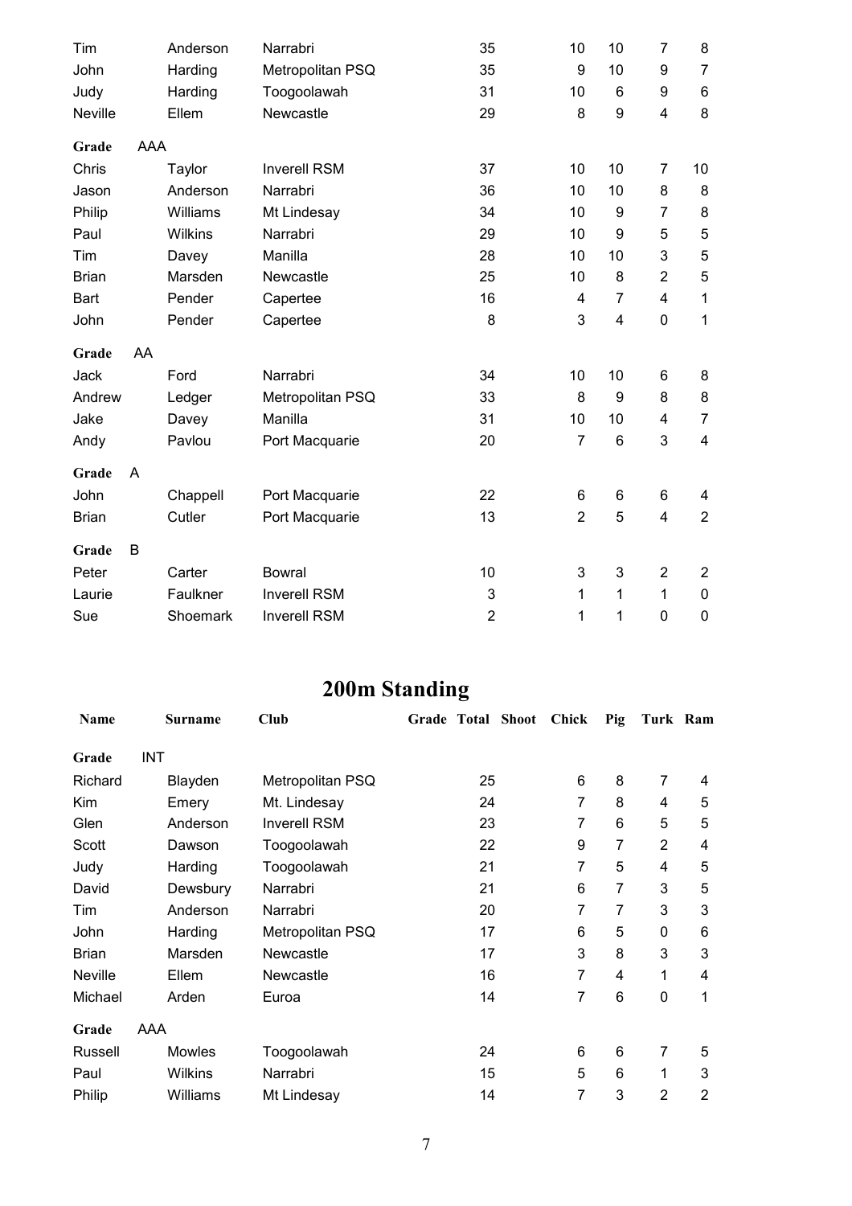| Name | Surname | Club | Grade | Total | Shoot | Chick | Pig | Turk | Ram |
|---|---|---|---|---|---|---|---|---|---|
| Tim | Anderson | Narrabri | | 35 | | 10 | 10 | 7 | 8 |
| John | Harding | Metropolitan PSQ | | 35 | | 9 | 10 | 9 | 7 |
| Judy | Harding | Toogoolawah | | 31 | | 10 | 6 | 9 | 6 |
| Neville | Ellem | Newcastle | | 29 | | 8 | 9 | 4 | 8 |
| **Grade** AAA | | | | | | | | | |
| Chris | Taylor | Inverell RSM | | 37 | | 10 | 10 | 7 | 10 |
| Jason | Anderson | Narrabri | | 36 | | 10 | 10 | 8 | 8 |
| Philip | Williams | Mt Lindesay | | 34 | | 10 | 9 | 7 | 8 |
| Paul | Wilkins | Narrabri | | 29 | | 10 | 9 | 5 | 5 |
| Tim | Davey | Manilla | | 28 | | 10 | 10 | 3 | 5 |
| Brian | Marsden | Newcastle | | 25 | | 10 | 8 | 2 | 5 |
| Bart | Pender | Capertee | | 16 | | 4 | 7 | 4 | 1 |
| John | Pender | Capertee | | 8 | | 3 | 4 | 0 | 1 |
| **Grade** AA | | | | | | | | | |
| Jack | Ford | Narrabri | | 34 | | 10 | 10 | 6 | 8 |
| Andrew | Ledger | Metropolitan PSQ | | 33 | | 8 | 9 | 8 | 8 |
| Jake | Davey | Manilla | | 31 | | 10 | 10 | 4 | 7 |
| Andy | Pavlou | Port Macquarie | | 20 | | 7 | 6 | 3 | 4 |
| **Grade** A | | | | | | | | | |
| John | Chappell | Port Macquarie | | 22 | | 6 | 6 | 6 | 4 |
| Brian | Cutler | Port Macquarie | | 13 | | 2 | 5 | 4 | 2 |
| **Grade** B | | | | | | | | | |
| Peter | Carter | Bowral | | 10 | | 3 | 3 | 2 | 2 |
| Laurie | Faulkner | Inverell RSM | | 3 | | 1 | 1 | 1 | 0 |
| Sue | Shoemark | Inverell RSM | | 2 | | 1 | 1 | 0 | 0 |

# 200m Standing

| Name | Surname | Club | Grade | Total | Shoot | Chick | Pig | Turk | Ram |
|---|---|---|---|---|---|---|---|---|---|
| **Grade** INT | | | | | | | | | |
| Richard | Blayden | Metropolitan PSQ | | 25 | | 6 | 8 | 7 | 4 |
| Kim | Emery | Mt. Lindesay | | 24 | | 7 | 8 | 4 | 5 |
| Glen | Anderson | Inverell RSM | | 23 | | 7 | 6 | 5 | 5 |
| Scott | Dawson | Toogoolawah | | 22 | | 9 | 7 | 2 | 4 |
| Judy | Harding | Toogoolawah | | 21 | | 7 | 5 | 4 | 5 |
| David | Dewsbury | Narrabri | | 21 | | 6 | 7 | 3 | 5 |
| Tim | Anderson | Narrabri | | 20 | | 7 | 7 | 3 | 3 |
| John | Harding | Metropolitan PSQ | | 17 | | 6 | 5 | 0 | 6 |
| Brian | Marsden | Newcastle | | 17 | | 3 | 8 | 3 | 3 |
| Neville | Ellem | Newcastle | | 16 | | 7 | 4 | 1 | 4 |
| Michael | Arden | Euroa | | 14 | | 7 | 6 | 0 | 1 |
| **Grade** AAA | | | | | | | | | |
| Russell | Mowles | Toogoolawah | | 24 | | 6 | 6 | 7 | 5 |
| Paul | Wilkins | Narrabri | | 15 | | 5 | 6 | 1 | 3 |
| Philip | Williams | Mt Lindesay | | 14 | | 7 | 3 | 2 | 2 |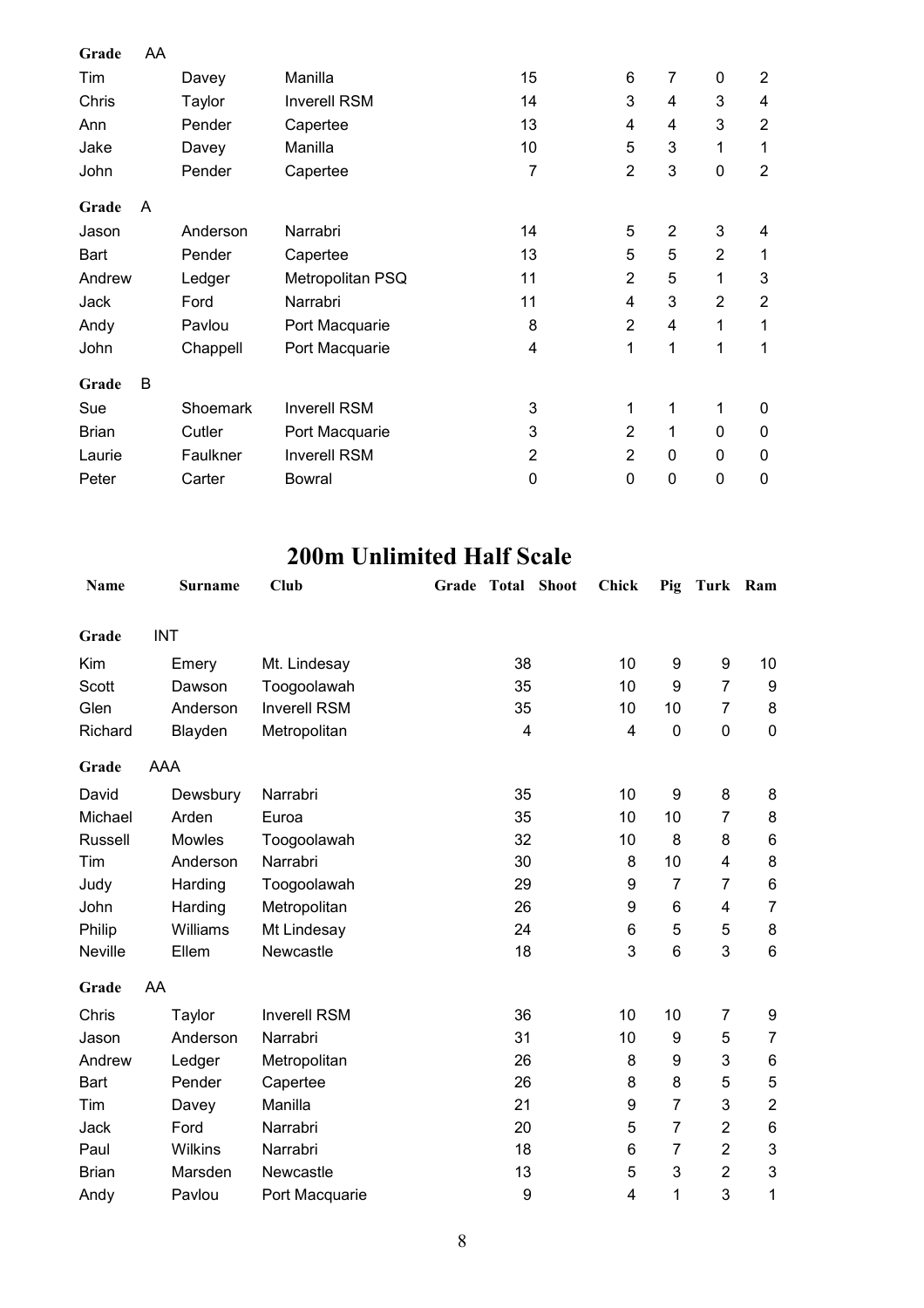| | | | | | | | | |
|---|---|---|---|---|---|---|---|---|
| **Grade** | AA | | | | | | | |
| Tim | Davey | Manilla | 15 | 6 | 7 | 0 | 2 |
| Chris | Taylor | Inverell RSM | 14 | 3 | 4 | 3 | 4 |
| Ann | Pender | Capertee | 13 | 4 | 4 | 3 | 2 |
| Jake | Davey | Manilla | 10 | 5 | 3 | 1 | 1 |
| John | Pender | Capertee | 7 | 2 | 3 | 0 | 2 |
| **Grade** | A | | | | | | |
| Jason | Anderson | Narrabri | 14 | 5 | 2 | 3 | 4 |
| Bart | Pender | Capertee | 13 | 5 | 5 | 2 | 1 |
| Andrew | Ledger | Metropolitan PSQ | 11 | 2 | 5 | 1 | 3 |
| Jack | Ford | Narrabri | 11 | 4 | 3 | 2 | 2 |
| Andy | Pavlou | Port Macquarie | 8 | 2 | 4 | 1 | 1 |
| John | Chappell | Port Macquarie | 4 | 1 | 1 | 1 | 1 |
| **Grade** | B | | | | | | |
| Sue | Shoemark | Inverell RSM | 3 | 1 | 1 | 1 | 0 |
| Brian | Cutler | Port Macquarie | 3 | 2 | 1 | 0 | 0 |
| Laurie | Faulkner | Inverell RSM | 2 | 2 | 0 | 0 | 0 |
| Peter | Carter | Bowral | 0 | 0 | 0 | 0 | 0 |

## 200m Unlimited Half Scale

| Name | Surname | Club | Grade | Total | Shoot | Chick | Pig | Turk | Ram |
|---|---|---|---|---|---|---|---|---|---|
| **Grade** | INT | | | | | | | | |
| Kim | Emery | Mt. Lindesay | | 38 | | 10 | 9 | 9 | 10 |
| Scott | Dawson | Toogoolawah | | 35 | | 10 | 9 | 7 | 9 |
| Glen | Anderson | Inverell RSM | | 35 | | 10 | 10 | 7 | 8 |
| Richard | Blayden | Metropolitan | | 4 | | 4 | 0 | 0 | 0 |
| **Grade** | AAA | | | | | | | | |
| David | Dewsbury | Narrabri | | 35 | | 10 | 9 | 8 | 8 |
| Michael | Arden | Euroa | | 35 | | 10 | 10 | 7 | 8 |
| Russell | Mowles | Toogoolawah | | 32 | | 10 | 8 | 8 | 6 |
| Tim | Anderson | Narrabri | | 30 | | 8 | 10 | 4 | 8 |
| Judy | Harding | Toogoolawah | | 29 | | 9 | 7 | 7 | 6 |
| John | Harding | Metropolitan | | 26 | | 9 | 6 | 4 | 7 |
| Philip | Williams | Mt Lindesay | | 24 | | 6 | 5 | 5 | 8 |
| Neville | Ellem | Newcastle | | 18 | | 3 | 6 | 3 | 6 |
| **Grade** | AA | | | | | | | | |
| Chris | Taylor | Inverell RSM | | 36 | | 10 | 10 | 7 | 9 |
| Jason | Anderson | Narrabri | | 31 | | 10 | 9 | 5 | 7 |
| Andrew | Ledger | Metropolitan | | 26 | | 8 | 9 | 3 | 6 |
| Bart | Pender | Capertee | | 26 | | 8 | 8 | 5 | 5 |
| Tim | Davey | Manilla | | 21 | | 9 | 7 | 3 | 2 |
| Jack | Ford | Narrabri | | 20 | | 5 | 7 | 2 | 6 |
| Paul | Wilkins | Narrabri | | 18 | | 6 | 7 | 2 | 3 |
| Brian | Marsden | Newcastle | | 13 | | 5 | 3 | 2 | 3 |
| Andy | Pavlou | Port Macquarie | | 9 | | 4 | 1 | 3 | 1 |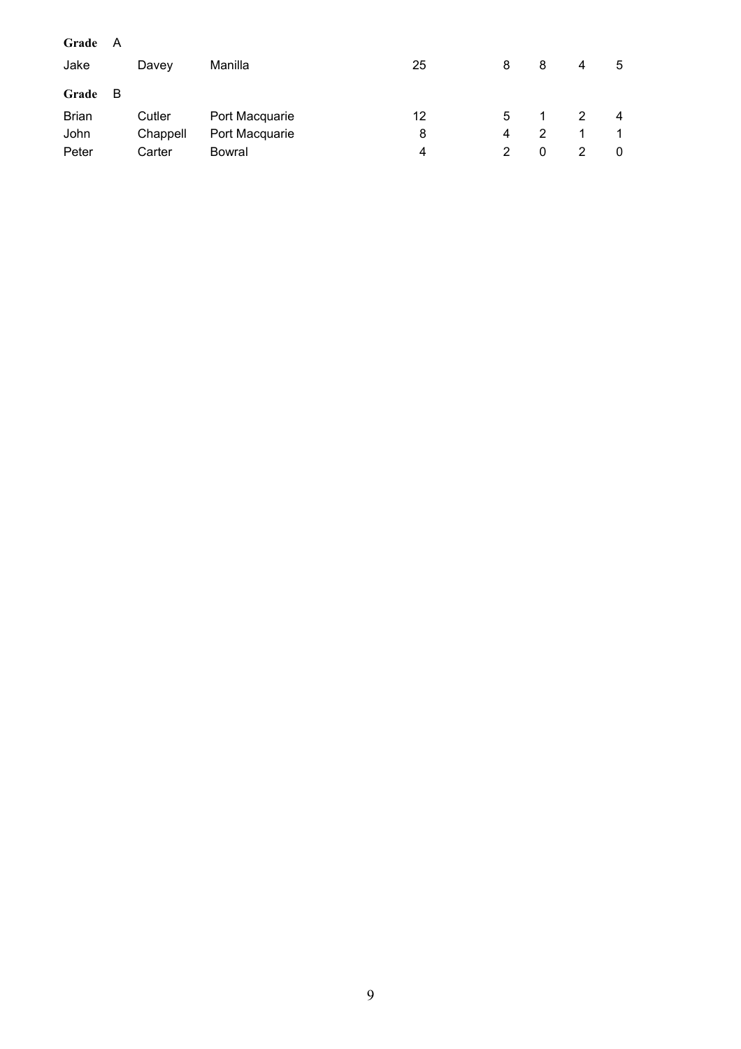**Grade** A

| | | | | | | | |
|---|---|---|---|---|---|---|---|
| Jake | Davey | Manilla | 25 | 8 | 8 | 4 | 5 |

**Grade** B

| | | | | | | | |
|---|---|---|---|---|---|---|---|
| Brian | Cutler | Port Macquarie | 12 | 5 | 1 | 2 | 4 |
| John | Chappell | Port Macquarie | 8 | 4 | 2 | 1 | 1 |
| Peter | Carter | Bowral | 4 | 2 | 0 | 2 | 0 |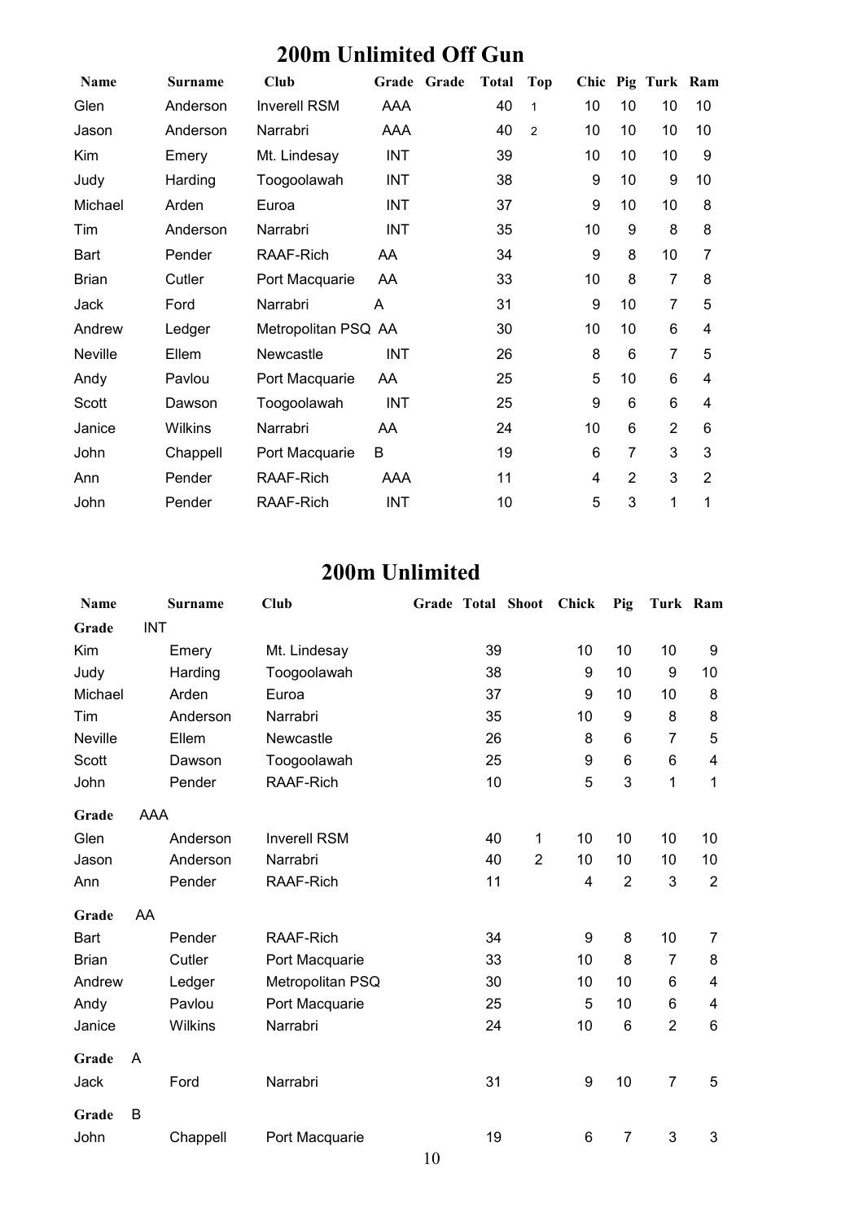# 200m Unlimited Off Gun

| Name | Surname | Club | Grade | Grade | Total | Top | Chic | Pig | Turk | Ram |
|---|---|---|---|---|---|---|---|---|---|---|
| Glen | Anderson | Inverell RSM | AAA | | 40 | 1 | 10 | 10 | 10 | 10 |
| Jason | Anderson | Narrabri | AAA | | 40 | 2 | 10 | 10 | 10 | 10 |
| Kim | Emery | Mt. Lindesay | INT | | 39 | | 10 | 10 | 10 | 9 |
| Judy | Harding | Toogoolawah | INT | | 38 | | 9 | 10 | 9 | 10 |
| Michael | Arden | Euroa | INT | | 37 | | 9 | 10 | 10 | 8 |
| Tim | Anderson | Narrabri | INT | | 35 | | 10 | 9 | 8 | 8 |
| Bart | Pender | RAAF-Rich | AA | | 34 | | 9 | 8 | 10 | 7 |
| Brian | Cutler | Port Macquarie | AA | | 33 | | 10 | 8 | 7 | 8 |
| Jack | Ford | Narrabri | A | | 31 | | 9 | 10 | 7 | 5 |
| Andrew | Ledger | Metropolitan PSQ | AA | | 30 | | 10 | 10 | 6 | 4 |
| Neville | Ellem | Newcastle | INT | | 26 | | 8 | 6 | 7 | 5 |
| Andy | Pavlou | Port Macquarie | AA | | 25 | | 5 | 10 | 6 | 4 |
| Scott | Dawson | Toogoolawah | INT | | 25 | | 9 | 6 | 6 | 4 |
| Janice | Wilkins | Narrabri | AA | | 24 | | 10 | 6 | 2 | 6 |
| John | Chappell | Port Macquarie | B | | 19 | | 6 | 7 | 3 | 3 |
| Ann | Pender | RAAF-Rich | AAA | | 11 | | 4 | 2 | 3 | 2 |
| John | Pender | RAAF-Rich | INT | | 10 | | 5 | 3 | 1 | 1 |

# 200m Unlimited

| Name | Surname | Club | Grade | Total | Shoot | Chick | Pig | Turk | Ram |
|---|---|---|---|---|---|---|---|---|---|
| **Grade** | INT | | | | | | | | |
| Kim | Emery | Mt. Lindesay | | 39 | | 10 | 10 | 10 | 9 |
| Judy | Harding | Toogoolawah | | 38 | | 9 | 10 | 9 | 10 |
| Michael | Arden | Euroa | | 37 | | 9 | 10 | 10 | 8 |
| Tim | Anderson | Narrabri | | 35 | | 10 | 9 | 8 | 8 |
| Neville | Ellem | Newcastle | | 26 | | 8 | 6 | 7 | 5 |
| Scott | Dawson | Toogoolawah | | 25 | | 9 | 6 | 6 | 4 |
| John | Pender | RAAF-Rich | | 10 | | 5 | 3 | 1 | 1 |
| **Grade** | AAA | | | | | | | | |
| Glen | Anderson | Inverell RSM | | 40 | 1 | 10 | 10 | 10 | 10 |
| Jason | Anderson | Narrabri | | 40 | 2 | 10 | 10 | 10 | 10 |
| Ann | Pender | RAAF-Rich | | 11 | | 4 | 2 | 3 | 2 |
| **Grade** | AA | | | | | | | | |
| Bart | Pender | RAAF-Rich | | 34 | | 9 | 8 | 10 | 7 |
| Brian | Cutler | Port Macquarie | | 33 | | 10 | 8 | 7 | 8 |
| Andrew | Ledger | Metropolitan PSQ | | 30 | | 10 | 10 | 6 | 4 |
| Andy | Pavlou | Port Macquarie | | 25 | | 5 | 10 | 6 | 4 |
| Janice | Wilkins | Narrabri | | 24 | | 10 | 6 | 2 | 6 |
| **Grade** | A | | | | | | | | |
| Jack | Ford | Narrabri | | 31 | | 9 | 10 | 7 | 5 |
| **Grade** | B | | | | | | | | |
| John | Chappell | Port Macquarie | | 19 | | 6 | 7 | 3 | 3 |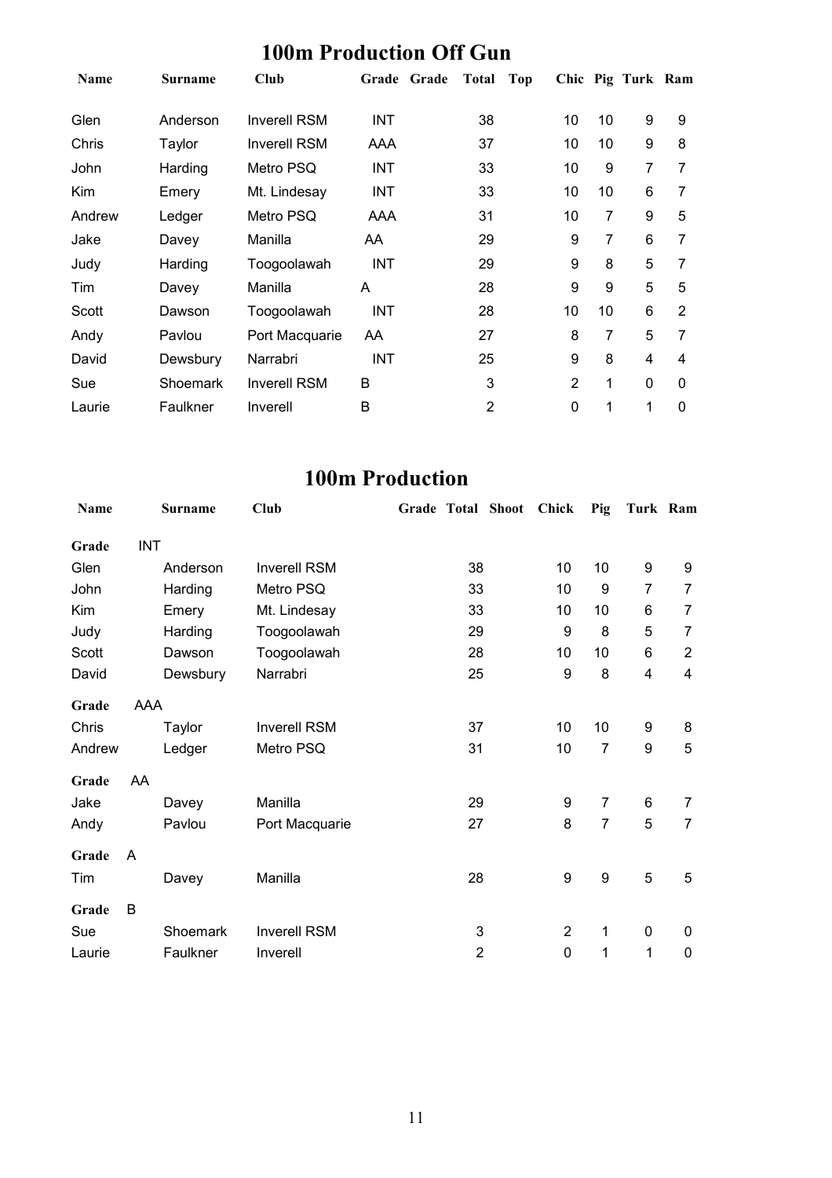# 100m Production Off Gun

| Name | Surname | Club | Grade | Grade | Total | Top | Chic | Pig | Turk | Ram |
|---|---|---|---|---|---|---|---|---|---|---|
| Glen | Anderson | Inverell RSM | INT | | 38 | | 10 | 10 | 9 | 9 |
| Chris | Taylor | Inverell RSM | AAA | | 37 | | 10 | 10 | 9 | 8 |
| John | Harding | Metro PSQ | INT | | 33 | | 10 | 9 | 7 | 7 |
| Kim | Emery | Mt. Lindesay | INT | | 33 | | 10 | 10 | 6 | 7 |
| Andrew | Ledger | Metro PSQ | AAA | | 31 | | 10 | 7 | 9 | 5 |
| Jake | Davey | Manilla | AA | | 29 | | 9 | 7 | 6 | 7 |
| Judy | Harding | Toogoolawah | INT | | 29 | | 9 | 8 | 5 | 7 |
| Tim | Davey | Manilla | A | | 28 | | 9 | 9 | 5 | 5 |
| Scott | Dawson | Toogoolawah | INT | | 28 | | 10 | 10 | 6 | 2 |
| Andy | Pavlou | Port Macquarie | AA | | 27 | | 8 | 7 | 5 | 7 |
| David | Dewsbury | Narrabri | INT | | 25 | | 9 | 8 | 4 | 4 |
| Sue | Shoemark | Inverell RSM | B | | 3 | | 2 | 1 | 0 | 0 |
| Laurie | Faulkner | Inverell | B | | 2 | | 0 | 1 | 1 | 0 |

# 100m Production

| Name | Surname | Club | Grade | Total | Shoot | Chick | Pig | Turk | Ram |
|---|---|---|---|---|---|---|---|---|---|
| **Grade** | INT | | | | | | | | |
| Glen | Anderson | Inverell RSM | | 38 | | 10 | 10 | 9 | 9 |
| John | Harding | Metro PSQ | | 33 | | 10 | 9 | 7 | 7 |
| Kim | Emery | Mt. Lindesay | | 33 | | 10 | 10 | 6 | 7 |
| Judy | Harding | Toogoolawah | | 29 | | 9 | 8 | 5 | 7 |
| Scott | Dawson | Toogoolawah | | 28 | | 10 | 10 | 6 | 2 |
| David | Dewsbury | Narrabri | | 25 | | 9 | 8 | 4 | 4 |
| **Grade** | AAA | | | | | | | | |
| Chris | Taylor | Inverell RSM | | 37 | | 10 | 10 | 9 | 8 |
| Andrew | Ledger | Metro PSQ | | 31 | | 10 | 7 | 9 | 5 |
| **Grade** | AA | | | | | | | | |
| Jake | Davey | Manilla | | 29 | | 9 | 7 | 6 | 7 |
| Andy | Pavlou | Port Macquarie | | 27 | | 8 | 7 | 5 | 7 |
| **Grade** | A | | | | | | | | |
| Tim | Davey | Manilla | | 28 | | 9 | 9 | 5 | 5 |
| **Grade** | B | | | | | | | | |
| Sue | Shoemark | Inverell RSM | | 3 | | 2 | 1 | 0 | 0 |
| Laurie | Faulkner | Inverell | | 2 | | 0 | 1 | 1 | 0 |